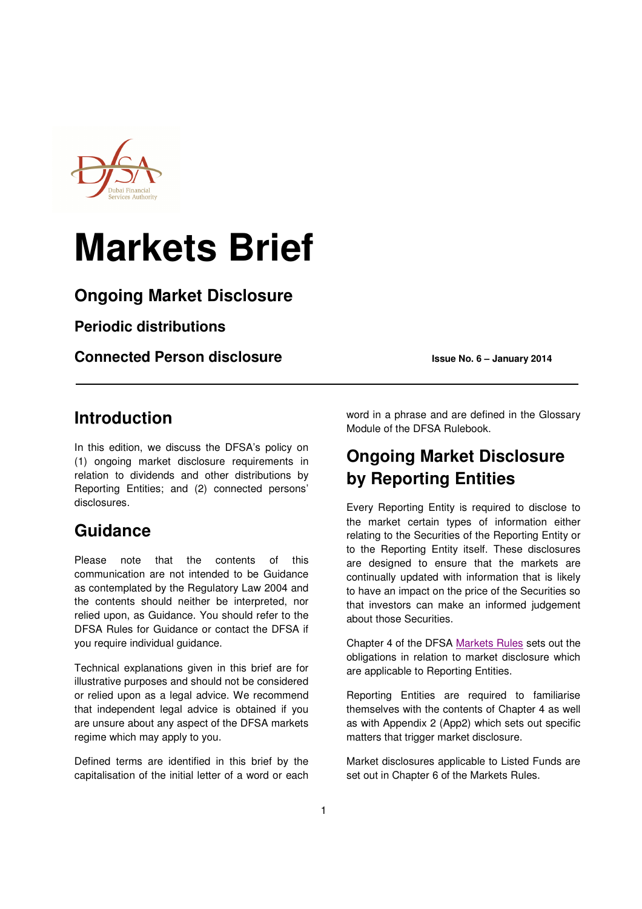# Markets Brief

## Ongoing Market Disclosure

### Periodic distributions

### Connected Person disclosure

**Issue No. 6 – January 2014**

## Introduction

In this edition, we discuss the DFSA's policy on (1) ongoing market disclosure requirements in relation to dividends and other distributions by Reporting Entities; and (2) connected persons' disclosures.

## Guidance

Please note that the contents of this communication are not intended to be Guidance as contemplated by the Regulatory Law 2004 and the contents should neither be interpreted, nor relied upon, as Guidance. You should refer to the DFSA Rules for Guidance or contact the DFSA if you require individual guidance.

Technical explanations given in this brief are for illustrative purposes and should not be considered or relied upon as a legal advice. We recommend that independent legal advice is obtained if you are unsure about any aspect of the DFSA markets regime which may apply to you.

Defined terms are identified in this brief by the capitalisation of the initial letter of a word or each word in a phrase and are defined in the Glossary Module of the DFSA Rulebook.

## Ongoing Market Disclosure by Reporting Entities

Every Reporting Entity is required to disclose to the market certain types of information either relating to the Securities of the Reporting Entity or to the Reporting Entity itself. These disclosures are designed to ensure that the markets are continually updated with information that is likely to have an impact on the price of the Securities so that investors can make an informed judgement about those Securities.

Chapter 4 of the DFSA Markets Rules sets out the obligations in relation to market disclosure which are applicable to Reporting Entities.

Reporting Entities are required to familiarise themselves with the contents of Chapter 4 as well as with Appendix 2 (App2) which sets out specific matters that trigger market disclosure.

Market disclosures applicable to Listed Funds are set out in Chapter 6 of the Markets Rules.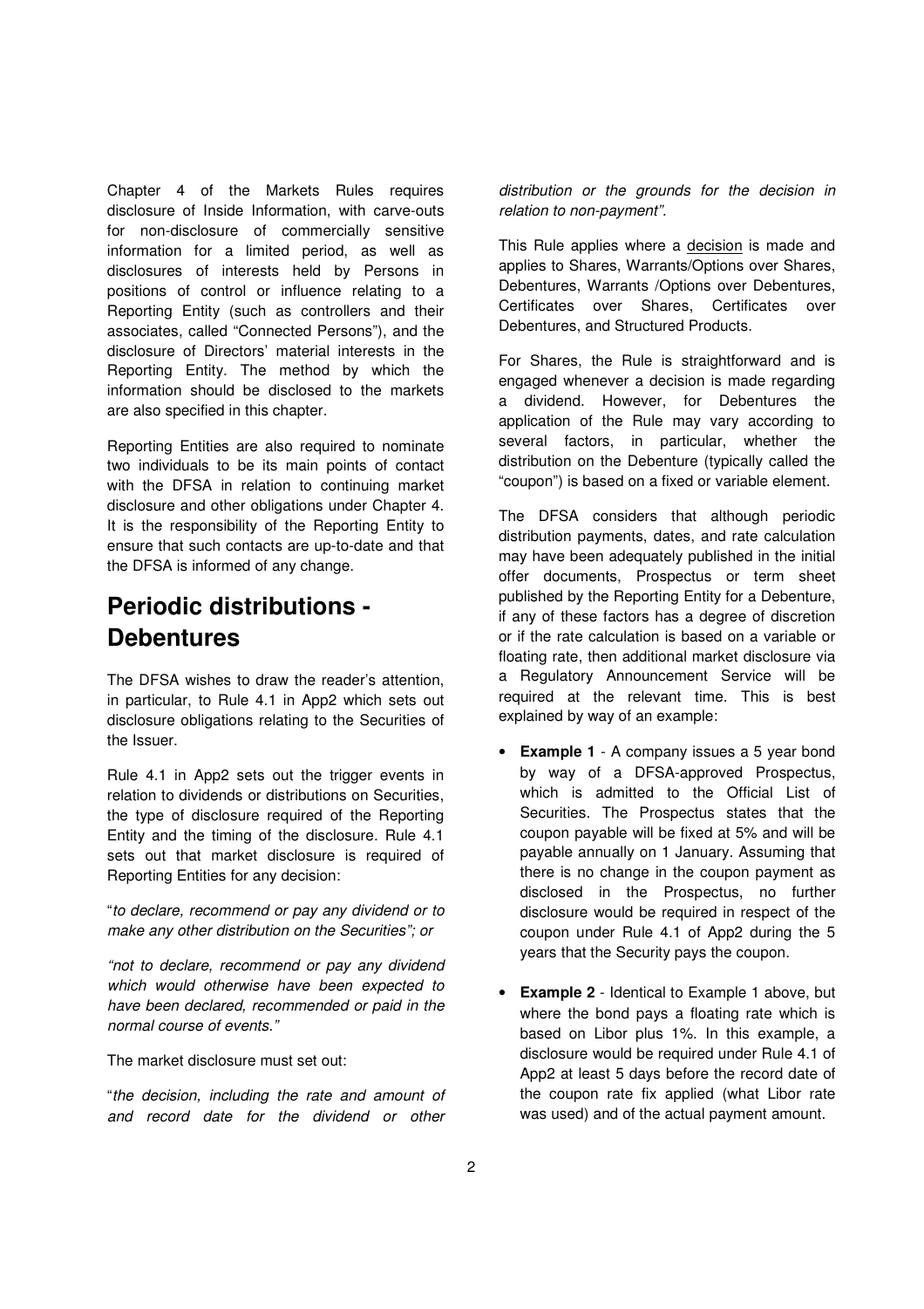Chapter 4 of the Markets Rules requires disclosure of Inside Information, with carve-outs for non-disclosure of commercially sensitive information for a limited period, as well as disclosures of interests held by Persons in positions of control or influence relating to a Reporting Entity (such as controllers and their associates, called "Connected Persons"), and the disclosure of Directors' material interests in the Reporting Entity. The method by which the information should be disclosed to the markets are also specified in this chapter.

Reporting Entities are also required to nominate two individuals to be its main points of contact with the DFSA in relation to continuing market disclosure and other obligations under Chapter 4. It is the responsibility of the Reporting Entity to ensure that such contacts are up-to-date and that the DFSA is informed of any change.

## Periodic distributions - Debentures

The DFSA wishes to draw the reader's attention, in particular, to Rule 4.1 in App2 which sets out disclosure obligations relating to the Securities of the Issuer.

Rule 4.1 in App2 sets out the trigger events in relation to dividends or distributions on Securities, the type of disclosure required of the Reporting Entity and the timing of the disclosure. Rule 4.1 sets out that market disclosure is required of Reporting Entities for any decision:

"*to declare, recommend or pay any dividend or to make any other distribution on the Securities"; or*

*"not to declare, recommend or pay any dividend which would otherwise have been expected to have been declared, recommended or paid in the normal course of events."*

The market disclosure must set out:

"*the decision, including the rate and amount of and record date for the dividend or other distribution or the grounds for the decision in relation to non-payment".*

This Rule applies where a <u>decision</u> is made and applies to Shares, Warrants/Options over Shares, Debentures, Warrants /Options over Debentures, Certificates over Shares, Certificates over Debentures, and Structured Products.

For Shares, the Rule is straightforward and is engaged whenever a decision is made regarding a dividend. However, for Debentures the application of the Rule may vary according to several factors, in particular, whether the distribution on the Debenture (typically called the "coupon") is based on a fixed or variable element.

The DFSA considers that although periodic distribution payments, dates, and rate calculation may have been adequately published in the initial offer documents, Prospectus or term sheet published by the Reporting Entity for a Debenture, if any of these factors has a degree of discretion or if the rate calculation is based on a variable or floating rate, then additional market disclosure via a Regulatory Announcement Service will be required at the relevant time. This is best explained by way of an example:

- **Example 1** - A company issues a 5 year bond by way of a DFSA-approved Prospectus, which is admitted to the Official List of Securities. The Prospectus states that the coupon payable will be fixed at 5% and will be payable annually on 1 January. Assuming that there is no change in the coupon payment as disclosed in the Prospectus, no further disclosure would be required in respect of the coupon under Rule 4.1 of App2 during the 5 years that the Security pays the coupon.
- **Example 2** - Identical to Example 1 above, but where the bond pays a floating rate which is based on Libor plus 1%. In this example, a disclosure would be required under Rule 4.1 of App2 at least 5 days before the record date of the coupon rate fix applied (what Libor rate was used) and of the actual payment amount.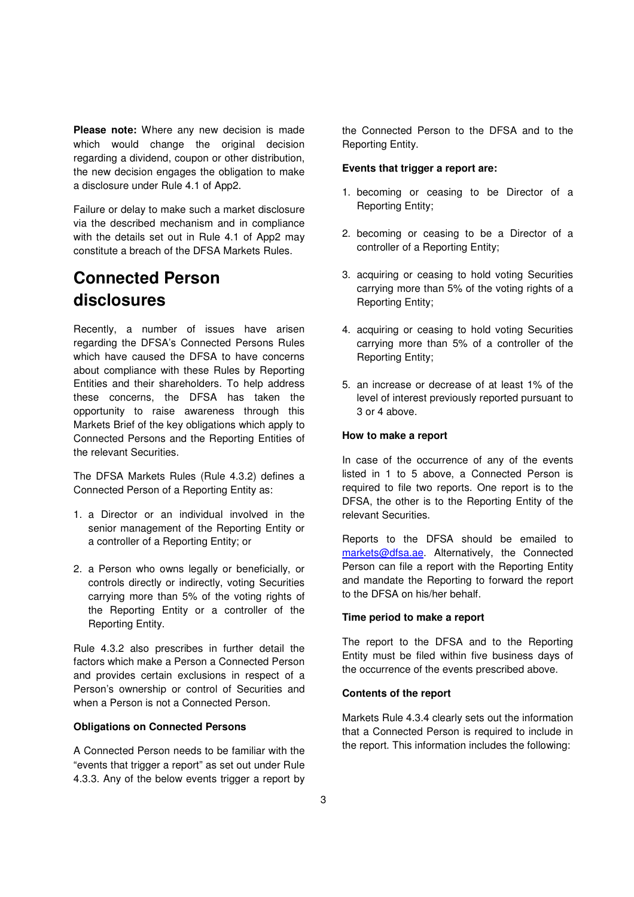**Please note:** Where any new decision is made which would change the original decision regarding a dividend, coupon or other distribution, the new decision engages the obligation to make a disclosure under Rule 4.1 of App2.

Failure or delay to make such a market disclosure via the described mechanism and in compliance with the details set out in Rule 4.1 of App2 may constitute a breach of the DFSA Markets Rules.

# Connected Person disclosures

Recently, a number of issues have arisen regarding the DFSA's Connected Persons Rules which have caused the DFSA to have concerns about compliance with these Rules by Reporting Entities and their shareholders. To help address these concerns, the DFSA has taken the opportunity to raise awareness through this Markets Brief of the key obligations which apply to Connected Persons and the Reporting Entities of the relevant Securities.

The DFSA Markets Rules (Rule 4.3.2) defines a Connected Person of a Reporting Entity as:

1. a Director or an individual involved in the senior management of the Reporting Entity or a controller of a Reporting Entity; or
2. a Person who owns legally or beneficially, or controls directly or indirectly, voting Securities carrying more than 5% of the voting rights of the Reporting Entity or a controller of the Reporting Entity.

Rule 4.3.2 also prescribes in further detail the factors which make a Person a Connected Person and provides certain exclusions in respect of a Person's ownership or control of Securities and when a Person is not a Connected Person.

**Obligations on Connected Persons**

A Connected Person needs to be familiar with the "events that trigger a report" as set out under Rule 4.3.3. Any of the below events trigger a report by the Connected Person to the DFSA and to the Reporting Entity.

**Events that trigger a report are:**

1. becoming or ceasing to be Director of a Reporting Entity;
2. becoming or ceasing to be a Director of a controller of a Reporting Entity;
3. acquiring or ceasing to hold voting Securities carrying more than 5% of the voting rights of a Reporting Entity;
4. acquiring or ceasing to hold voting Securities carrying more than 5% of a controller of the Reporting Entity;
5. an increase or decrease of at least 1% of the level of interest previously reported pursuant to 3 or 4 above.

**How to make a report**

In case of the occurrence of any of the events listed in 1 to 5 above, a Connected Person is required to file two reports. One report is to the DFSA, the other is to the Reporting Entity of the relevant Securities.

Reports to the DFSA should be emailed to markets@dfsa.ae. Alternatively, the Connected Person can file a report with the Reporting Entity and mandate the Reporting to forward the report to the DFSA on his/her behalf.

**Time period to make a report**

The report to the DFSA and to the Reporting Entity must be filed within five business days of the occurrence of the events prescribed above.

**Contents of the report**

Markets Rule 4.3.4 clearly sets out the information that a Connected Person is required to include in the report. This information includes the following: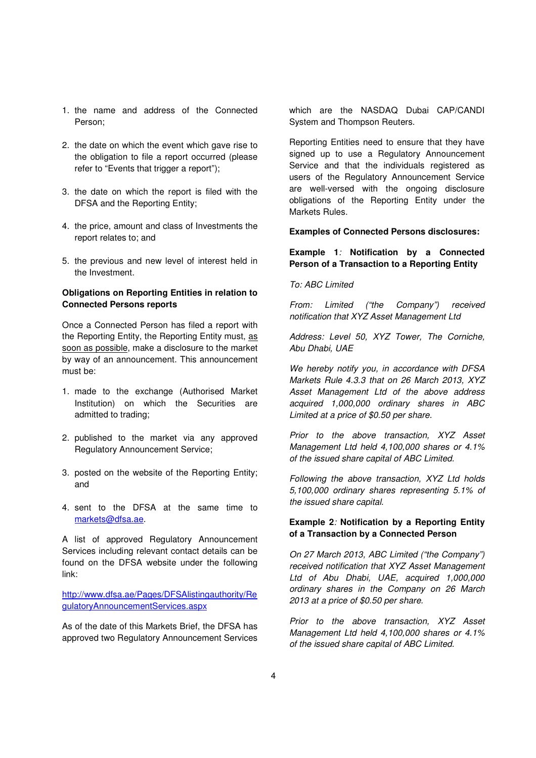1. the name and address of the Connected Person;
2. the date on which the event which gave rise to the obligation to file a report occurred (please refer to "Events that trigger a report");
3. the date on which the report is filed with the DFSA and the Reporting Entity;
4. the price, amount and class of Investments the report relates to; and
5. the previous and new level of interest held in the Investment.

**Obligations on Reporting Entities in relation to Connected Persons reports**

Once a Connected Person has filed a report with the Reporting Entity, the Reporting Entity must, as soon as possible, make a disclosure to the market by way of an announcement. This announcement must be:

1. made to the exchange (Authorised Market Institution) on which the Securities are admitted to trading;
2. published to the market via any approved Regulatory Announcement Service;
3. posted on the website of the Reporting Entity; and
4. sent to the DFSA at the same time to markets@dfsa.ae.

A list of approved Regulatory Announcement Services including relevant contact details can be found on the DFSA website under the following link:

http://www.dfsa.ae/Pages/DFSAlistingauthority/RegulatoryAnnouncementServices.aspx

As of the date of this Markets Brief, the DFSA has approved two Regulatory Announcement Services which are the NASDAQ Dubai CAP/CANDI System and Thompson Reuters.

Reporting Entities need to ensure that they have signed up to use a Regulatory Announcement Service and that the individuals registered as users of the Regulatory Announcement Service are well-versed with the ongoing disclosure obligations of the Reporting Entity under the Markets Rules.

**Examples of Connected Persons disclosures:**

**Example 1**: **Notification by a Connected Person of a Transaction to a Reporting Entity**

*To: ABC Limited*

*From: Limited ("the Company") received notification that XYZ Asset Management Ltd*

*Address: Level 50, XYZ Tower, The Corniche, Abu Dhabi, UAE*

*We hereby notify you, in accordance with DFSA Markets Rule 4.3.3 that on 26 March 2013, XYZ Asset Management Ltd of the above address acquired 1,000,000 ordinary shares in ABC Limited at a price of $0.50 per share.*

*Prior to the above transaction, XYZ Asset Management Ltd held 4,100,000 shares or 4.1% of the issued share capital of ABC Limited.*

*Following the above transaction, XYZ Ltd holds 5,100,000 ordinary shares representing 5.1% of the issued share capital.*

**Example 2**: **Notification by a Reporting Entity of a Transaction by a Connected Person**

*On 27 March 2013, ABC Limited ("the Company") received notification that XYZ Asset Management Ltd of Abu Dhabi, UAE, acquired 1,000,000 ordinary shares in the Company on 26 March 2013 at a price of $0.50 per share.*

*Prior to the above transaction, XYZ Asset Management Ltd held 4,100,000 shares or 4.1% of the issued share capital of ABC Limited.*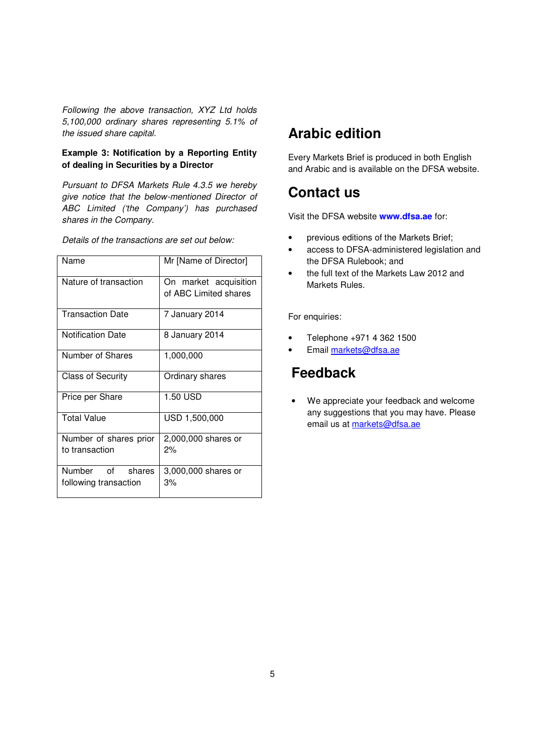*Following the above transaction, XYZ Ltd holds 5,100,000 ordinary shares representing 5.1% of the issued share capital.*

**Example 3: Notification by a Reporting Entity of dealing in Securities by a Director**

*Pursuant to DFSA Markets Rule 4.3.5 we hereby give notice that the below-mentioned Director of ABC Limited ('the Company') has purchased shares in the Company.*

*Details of the transactions are set out below:*

| | |
|---|---|
| Name | Mr [Name of Director] |
| Nature of transaction | On market acquisition of ABC Limited shares |
| Transaction Date | 7 January 2014 |
| Notification Date | 8 January 2014 |
| Number of Shares | 1,000,000 |
| Class of Security | Ordinary shares |
| Price per Share | 1.50 USD |
| Total Value | USD 1,500,000 |
| Number of shares prior to transaction | 2,000,000 shares or 2% |
| Number of shares following transaction | 3,000,000 shares or 3% |

## Arabic edition

Every Markets Brief is produced in both English and Arabic and is available on the DFSA website.

## Contact us

Visit the DFSA website **www.dfsa.ae** for:

- previous editions of the Markets Brief;
- access to DFSA-administered legislation and the DFSA Rulebook; and
- the full text of the Markets Law 2012 and Markets Rules.

For enquiries:

- Telephone +971 4 362 1500
- Email markets@dfsa.ae

## Feedback

- We appreciate your feedback and welcome any suggestions that you may have. Please email us at markets@dfsa.ae